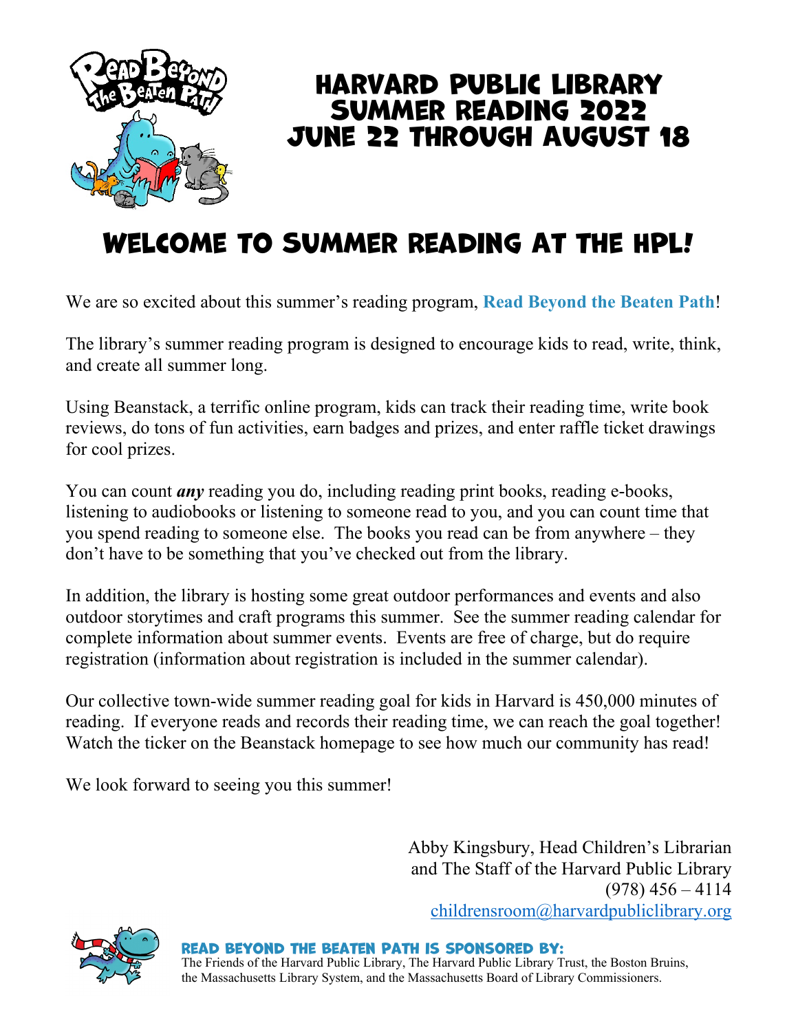# HARVARD PUBLIC LIBRARY SUMMER READING 2022 JUNE 22 THROUGH AUGUST 18

## WELCOME TO SUMMER READING AT THE HPL!

We are so excited about this summer's reading program, **Read Beyond the Beaten Path**!

The library's summer reading program is designed to encourage kids to read, write, think, and create all summer long.

Using Beanstack, a terrific online program, kids can track their reading time, write book reviews, do tons of fun activities, earn badges and prizes, and enter raffle ticket drawings for cool prizes.

You can count ***any*** reading you do, including reading print books, reading e-books, listening to audiobooks or listening to someone read to you, and you can count time that you spend reading to someone else. The books you read can be from anywhere – they don't have to be something that you've checked out from the library.

In addition, the library is hosting some great outdoor performances and events and also outdoor storytimes and craft programs this summer. See the summer reading calendar for complete information about summer events. Events are free of charge, but do require registration (information about registration is included in the summer calendar).

Our collective town-wide summer reading goal for kids in Harvard is 450,000 minutes of reading. If everyone reads and records their reading time, we can reach the goal together! Watch the ticker on the Beanstack homepage to see how much our community has read!

We look forward to seeing you this summer!

Abby Kingsbury, Head Children's Librarian
and The Staff of the Harvard Public Library
(978) 456 – 4114
childrensroom@harvardpubliclibrary.org

**READ BEYOND THE BEATEN PATH IS SPONSORED BY:**
The Friends of the Harvard Public Library, The Harvard Public Library Trust, the Boston Bruins, the Massachusetts Library System, and the Massachusetts Board of Library Commissioners.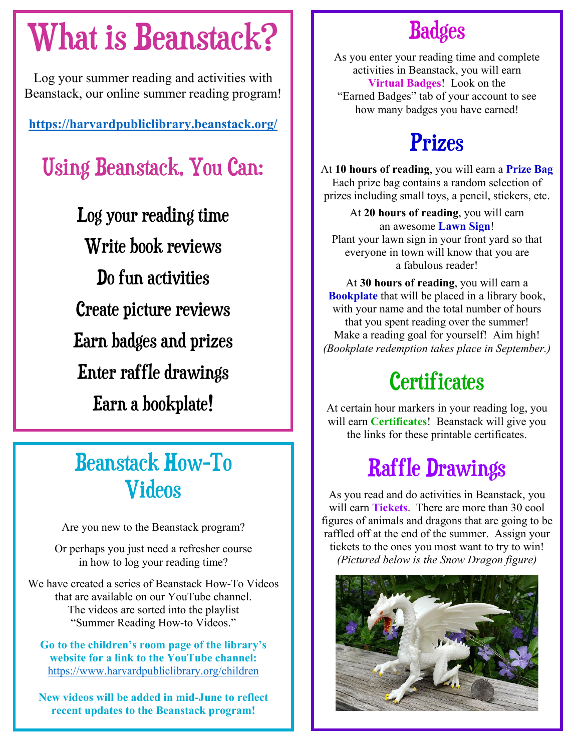# What is Beanstack?

Log your summer reading and activities with Beanstack, our online summer reading program!

**https://harvardpubliclibrary.beanstack.org/**

## Using Beanstack, You Can:

Log your reading time

Write book reviews

Do fun activities

Create picture reviews

Earn badges and prizes

Enter raffle drawings

Earn a bookplate!

## Beanstack How-To Videos

Are you new to the Beanstack program?

Or perhaps you just need a refresher course in how to log your reading time?

We have created a series of Beanstack How-To Videos that are available on our YouTube channel. The videos are sorted into the playlist "Summer Reading How-to Videos."

**Go to the children's room page of the library's website for a link to the YouTube channel:**
https://www.harvardpubliclibrary.org/children

**New videos will be added in mid-June to reflect recent updates to the Beanstack program!**

## Badges

As you enter your reading time and complete activities in Beanstack, you will earn **Virtual Badges**! Look on the "Earned Badges" tab of your account to see how many badges you have earned!

## Prizes

At **10 hours of reading**, you will earn a **Prize Bag** Each prize bag contains a random selection of prizes including small toys, a pencil, stickers, etc.

At **20 hours of reading**, you will earn an awesome **Lawn Sign**! Plant your lawn sign in your front yard so that everyone in town will know that you are a fabulous reader!

At **30 hours of reading**, you will earn a **Bookplate** that will be placed in a library book, with your name and the total number of hours that you spent reading over the summer! Make a reading goal for yourself! Aim high! *(Bookplate redemption takes place in September.)*

## Certificates

At certain hour markers in your reading log, you will earn **Certificates**! Beanstack will give you the links for these printable certificates.

## Raffle Drawings

As you read and do activities in Beanstack, you will earn **Tickets**. There are more than 30 cool figures of animals and dragons that are going to be raffled off at the end of the summer. Assign your tickets to the ones you most want to try to win! *(Pictured below is the Snow Dragon figure)*